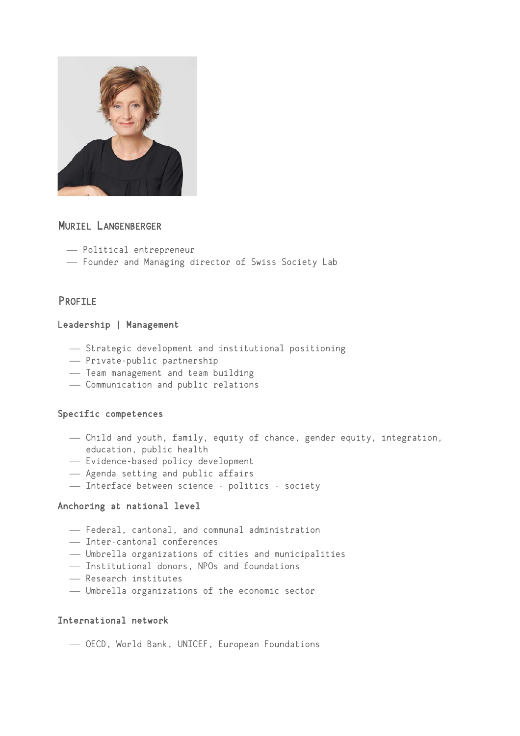## Muriel Langenberger

- Political entrepreneur
- Founder and Managing director of Swiss Society Lab

## Profile

### Leadership | Management

- Strategic development and institutional positioning
- Private-public partnership
- Team management and team building
- Communication and public relations

### Specific competences

- Child and youth, family, equity of chance, gender equity, integration, education, public health
- Evidence-based policy development
- Agenda setting and public affairs
- Interface between science - politics - society

### Anchoring at national level

- Federal, cantonal, and communal administration
- Inter-cantonal conferences
- Umbrella organizations of cities and municipalities
- Institutional donors, NPOs and foundations
- Research institutes
- Umbrella organizations of the economic sector

### International network

- OECD, World Bank, UNICEF, European Foundations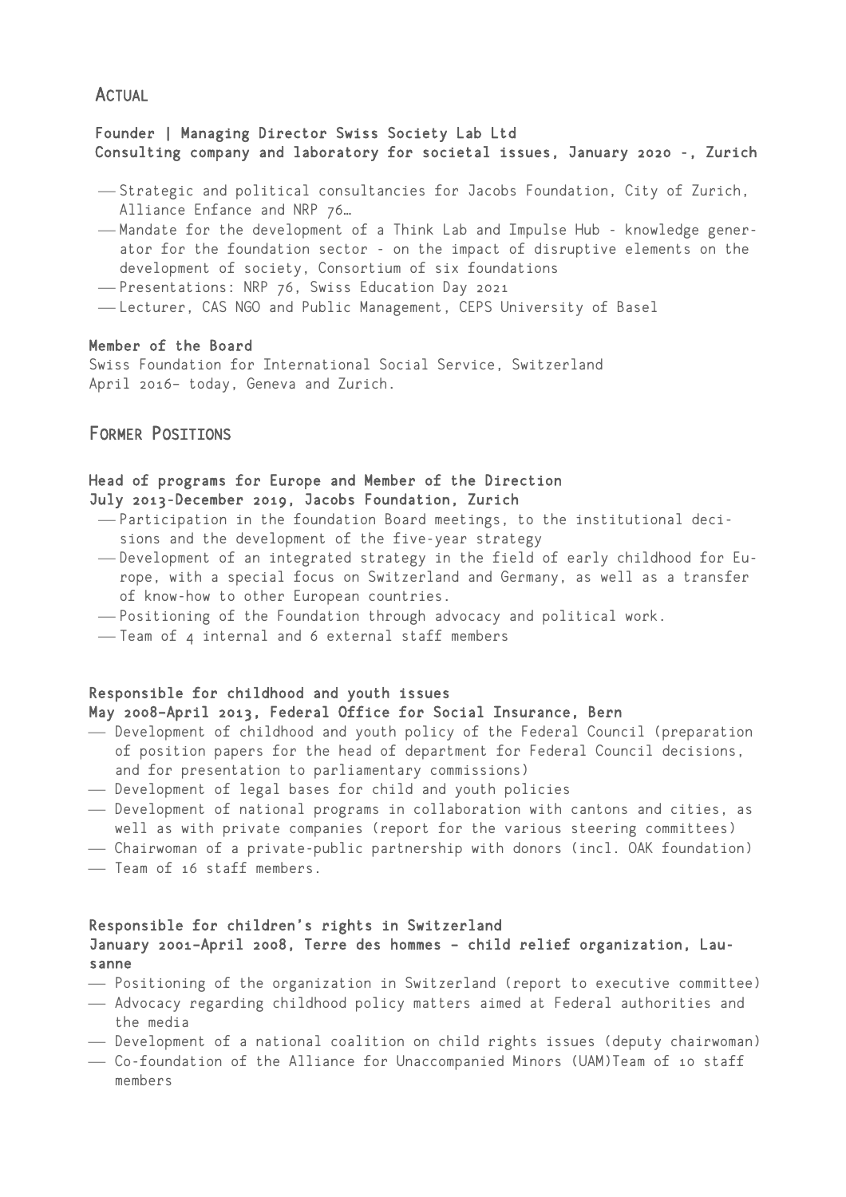## Actual

**Founder | Managing Director Swiss Society Lab Ltd**
**Consulting company and laboratory for societal issues, January 2020 -, Zurich**

- Strategic and political consultancies for Jacobs Foundation, City of Zurich, Alliance Enfance and NRP 76…
- Mandate for the development of a Think Lab and Impulse Hub - knowledge generator for the foundation sector - on the impact of disruptive elements on the development of society, Consortium of six foundations
- Presentations: NRP 76, Swiss Education Day 2021
- Lecturer, CAS NGO and Public Management, CEPS University of Basel

**Member of the Board**
Swiss Foundation for International Social Service, Switzerland
April 2016- today, Geneva and Zurich.

## Former Positions

**Head of programs for Europe and Member of the Direction**
**July 2013-December 2019, Jacobs Foundation, Zurich**

- Participation in the foundation Board meetings, to the institutional decisions and the development of the five-year strategy
- Development of an integrated strategy in the field of early childhood for Europe, with a special focus on Switzerland and Germany, as well as a transfer of know-how to other European countries.
- Positioning of the Foundation through advocacy and political work.
- Team of 4 internal and 6 external staff members

**Responsible for childhood and youth issues**
**May 2008-April 2013, Federal Office for Social Insurance, Bern**

- Development of childhood and youth policy of the Federal Council (preparation of position papers for the head of department for Federal Council decisions, and for presentation to parliamentary commissions)
- Development of legal bases for child and youth policies
- Development of national programs in collaboration with cantons and cities, as well as with private companies (report for the various steering committees)
- Chairwoman of a private-public partnership with donors (incl. OAK foundation)
- Team of 16 staff members.

**Responsible for children's rights in Switzerland**
**January 2001-April 2008, Terre des hommes - child relief organization, Lausanne**

- Positioning of the organization in Switzerland (report to executive committee)
- Advocacy regarding childhood policy matters aimed at Federal authorities and the media
- Development of a national coalition on child rights issues (deputy chairwoman)
- Co-foundation of the Alliance for Unaccompanied Minors (UAM)Team of 10 staff members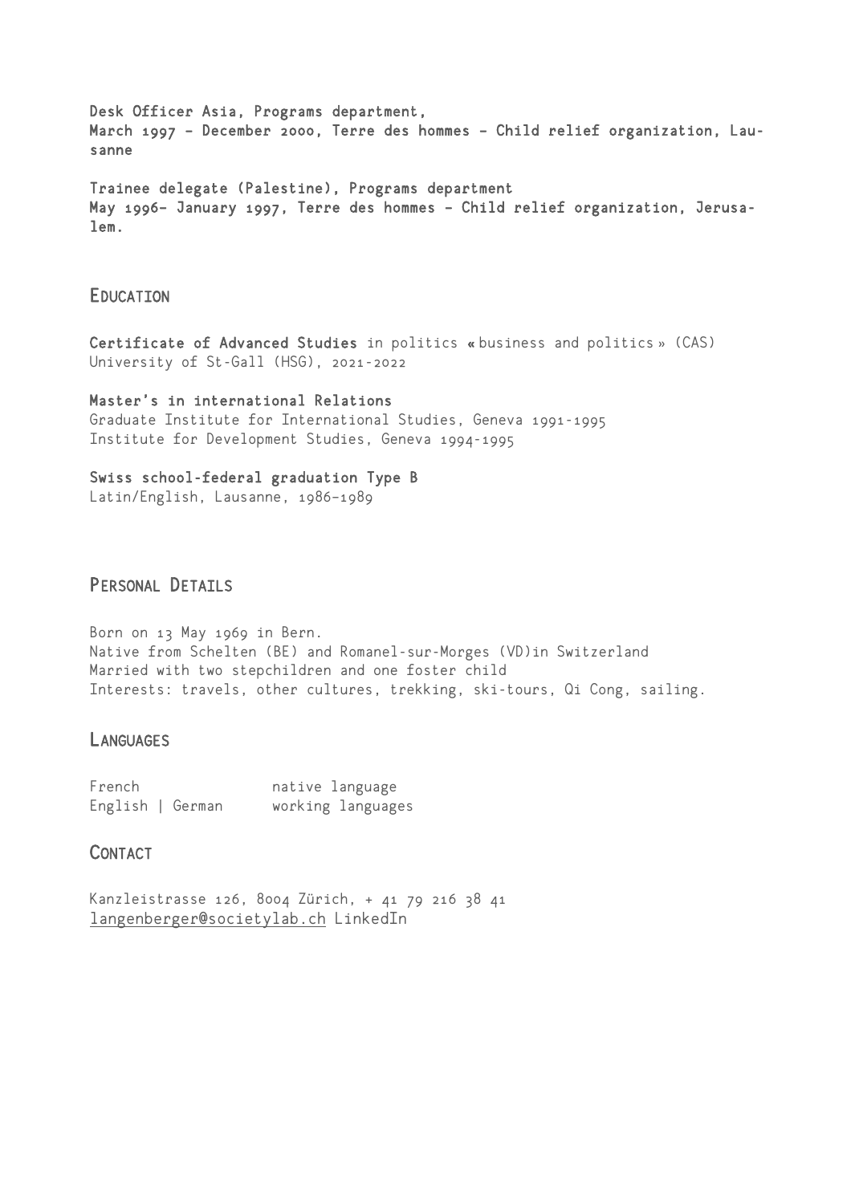**Desk Officer Asia, Programs department,**
**March 1997 - December 2000, Terre des hommes - Child relief organization, Lausanne**

**Trainee delegate (Palestine), Programs department**
**May 1996- January 1997, Terre des hommes - Child relief organization, Jerusalem.**

## Education

**Certificate of Advanced Studies** in politics « business and politics » (CAS)
University of St-Gall (HSG), 2021-2022

**Master's in international Relations**
Graduate Institute for International Studies, Geneva 1991-1995
Institute for Development Studies, Geneva 1994-1995

**Swiss school-federal graduation Type B**
Latin/English, Lausanne, 1986–1989

## Personal Details

Born on 13 May 1969 in Bern.
Native from Schelten (BE) and Romanel-sur-Morges (VD)in Switzerland
Married with two stepchildren and one foster child
Interests: travels, other cultures, trekking, ski-tours, Qi Cong, sailing.

## Languages

| | |
|---|---|
| French | native language |
| English \| German | working languages |

## Contact

Kanzleistrasse 126, 8004 Zürich, + 41 79 216 38 41
langenberger@societylab.ch LinkedIn